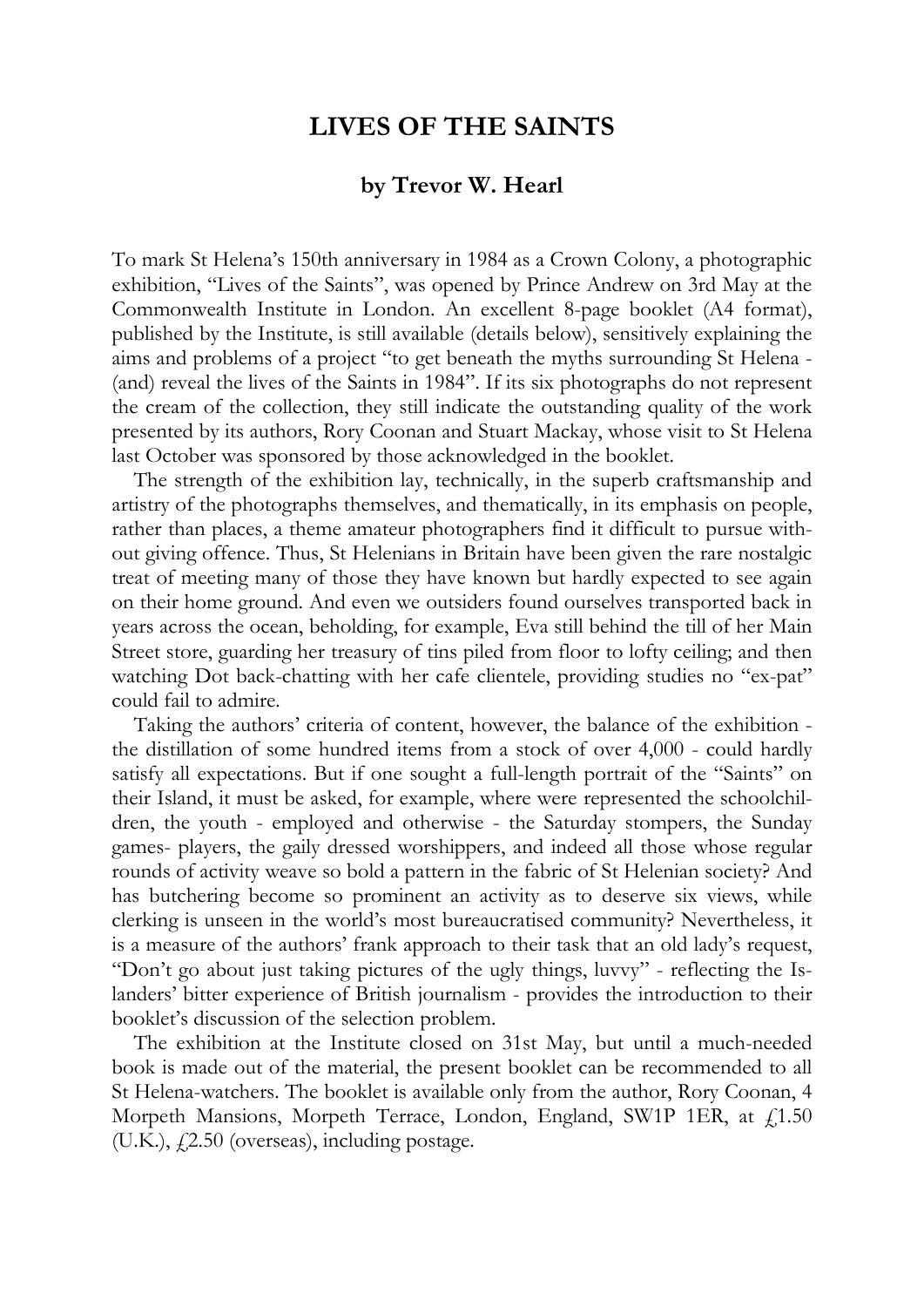# LIVES OF THE SAINTS

### by Trevor W. Hearl

To mark St Helena's 150th anniversary in 1984 as a Crown Colony, a photographic exhibition, "Lives of the Saints", was opened by Prince Andrew on 3rd May at the Commonwealth Institute in London. An excellent 8-page booklet (A4 format), published by the Institute, is still available (details below), sensitively explaining the aims and problems of a project "to get beneath the myths surrounding St Helena - (and) reveal the lives of the Saints in 1984". If its six photographs do not represent the cream of the collection, they still indicate the outstanding quality of the work presented by its authors, Rory Coonan and Stuart Mackay, whose visit to St Helena last October was sponsored by those acknowledged in the booklet.

The strength of the exhibition lay, technically, in the superb craftsmanship and artistry of the photographs themselves, and thematically, in its emphasis on people, rather than places, a theme amateur photographers find it difficult to pursue without giving offence. Thus, St Helenians in Britain have been given the rare nostalgic treat of meeting many of those they have known but hardly expected to see again on their home ground. And even we outsiders found ourselves transported back in years across the ocean, beholding, for example, Eva still behind the till of her Main Street store, guarding her treasury of tins piled from floor to lofty ceiling; and then watching Dot back-chatting with her cafe clientele, providing studies no "ex-pat" could fail to admire.

Taking the authors' criteria of content, however, the balance of the exhibition - the distillation of some hundred items from a stock of over 4,000 - could hardly satisfy all expectations. But if one sought a full-length portrait of the "Saints" on their Island, it must be asked, for example, where were represented the schoolchildren, the youth - employed and otherwise - the Saturday stompers, the Sunday games- players, the gaily dressed worshippers, and indeed all those whose regular rounds of activity weave so bold a pattern in the fabric of St Helenian society? And has butchering become so prominent an activity as to deserve six views, while clerking is unseen in the world's most bureaucratised community? Nevertheless, it is a measure of the authors' frank approach to their task that an old lady's request, "Don't go about just taking pictures of the ugly things, luvvy" - reflecting the Islanders' bitter experience of British journalism - provides the introduction to their booklet's discussion of the selection problem.

The exhibition at the Institute closed on 31st May, but until a much-needed book is made out of the material, the present booklet can be recommended to all St Helena-watchers. The booklet is available only from the author, Rory Coonan, 4 Morpeth Mansions, Morpeth Terrace, London, England, SW1P 1ER, at £1.50 (U.K.), £2.50 (overseas), including postage.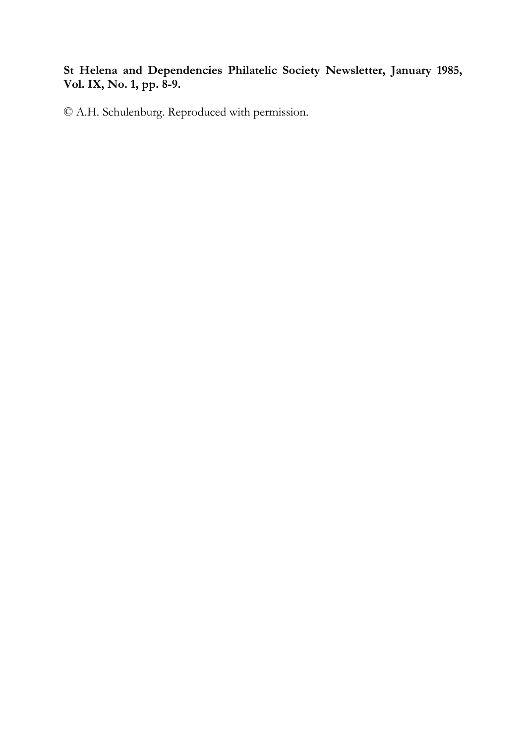**St Helena and Dependencies Philatelic Society Newsletter, January 1985, Vol. IX, No. 1, pp. 8-9.**

© A.H. Schulenburg. Reproduced with permission.